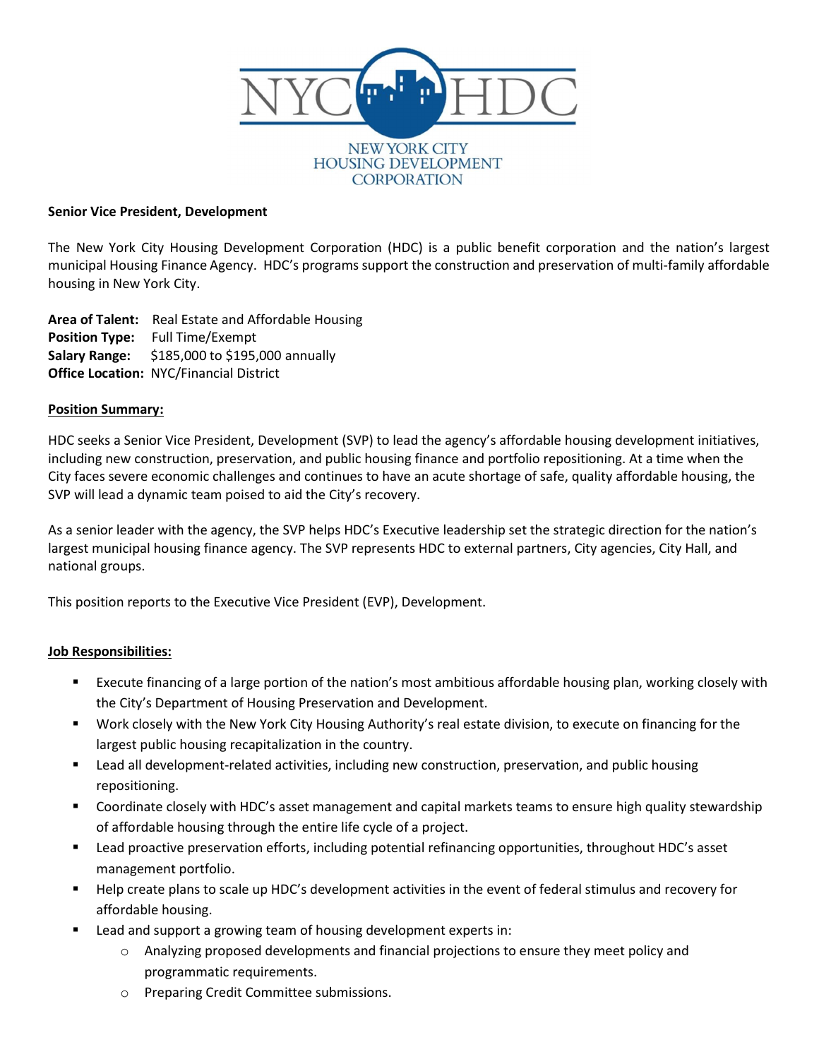NYC HDC

NEW YORK CITY HOUSING DEVELOPMENT CORPORATION

**Senior Vice President, Development**

The New York City Housing Development Corporation (HDC) is a public benefit corporation and the nation's largest municipal Housing Finance Agency. HDC's programs support the construction and preservation of multi-family affordable housing in New York City.

**Area of Talent:** Real Estate and Affordable Housing
**Position Type:** Full Time/Exempt
**Salary Range:** $185,000 to $195,000 annually
**Office Location:** NYC/Financial District

**Position Summary:**

HDC seeks a Senior Vice President, Development (SVP) to lead the agency's affordable housing development initiatives, including new construction, preservation, and public housing finance and portfolio repositioning. At a time when the City faces severe economic challenges and continues to have an acute shortage of safe, quality affordable housing, the SVP will lead a dynamic team poised to aid the City's recovery.

As a senior leader with the agency, the SVP helps HDC's Executive leadership set the strategic direction for the nation's largest municipal housing finance agency. The SVP represents HDC to external partners, City agencies, City Hall, and national groups.

This position reports to the Executive Vice President (EVP), Development.

**Job Responsibilities:**

- Execute financing of a large portion of the nation's most ambitious affordable housing plan, working closely with the City's Department of Housing Preservation and Development.
- Work closely with the New York City Housing Authority's real estate division, to execute on financing for the largest public housing recapitalization in the country.
- Lead all development-related activities, including new construction, preservation, and public housing repositioning.
- Coordinate closely with HDC's asset management and capital markets teams to ensure high quality stewardship of affordable housing through the entire life cycle of a project.
- Lead proactive preservation efforts, including potential refinancing opportunities, throughout HDC's asset management portfolio.
- Help create plans to scale up HDC's development activities in the event of federal stimulus and recovery for affordable housing.
- Lead and support a growing team of housing development experts in:
  - Analyzing proposed developments and financial projections to ensure they meet policy and programmatic requirements.
  - Preparing Credit Committee submissions.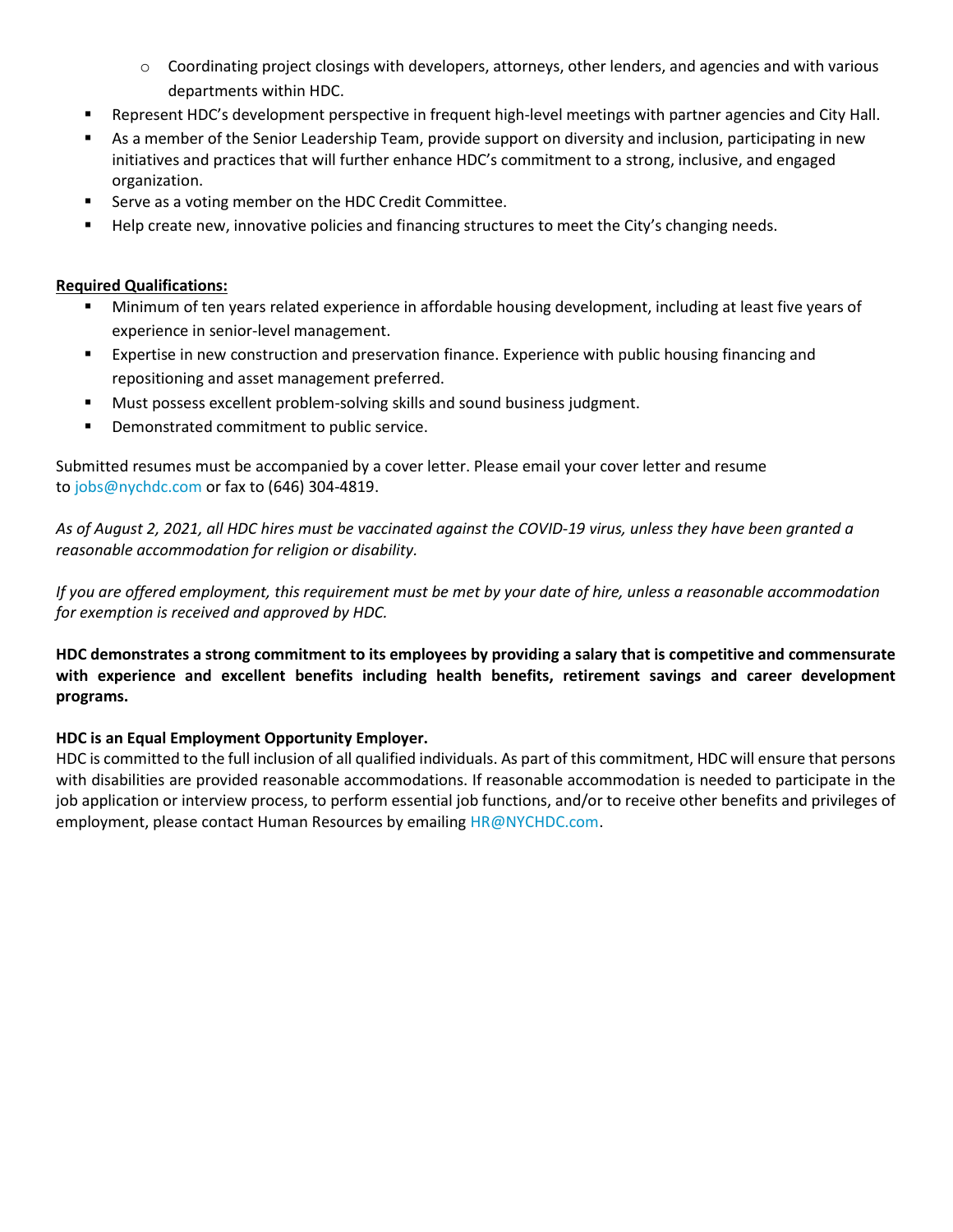- Coordinating project closings with developers, attorneys, other lenders, and agencies and with various departments within HDC.
- Represent HDC's development perspective in frequent high-level meetings with partner agencies and City Hall.
- As a member of the Senior Leadership Team, provide support on diversity and inclusion, participating in new initiatives and practices that will further enhance HDC's commitment to a strong, inclusive, and engaged organization.
- Serve as a voting member on the HDC Credit Committee.
- Help create new, innovative policies and financing structures to meet the City's changing needs.

**Required Qualifications:**

- Minimum of ten years related experience in affordable housing development, including at least five years of experience in senior-level management.
- Expertise in new construction and preservation finance. Experience with public housing financing and repositioning and asset management preferred.
- Must possess excellent problem-solving skills and sound business judgment.
- Demonstrated commitment to public service.

Submitted resumes must be accompanied by a cover letter. Please email your cover letter and resume to jobs@nychdc.com or fax to (646) 304-4819.

*As of August 2, 2021, all HDC hires must be vaccinated against the COVID-19 virus, unless they have been granted a reasonable accommodation for religion or disability.*

*If you are offered employment, this requirement must be met by your date of hire, unless a reasonable accommodation for exemption is received and approved by HDC.*

**HDC demonstrates a strong commitment to its employees by providing a salary that is competitive and commensurate with experience and excellent benefits including health benefits, retirement savings and career development programs.**

**HDC is an Equal Employment Opportunity Employer.**
HDC is committed to the full inclusion of all qualified individuals. As part of this commitment, HDC will ensure that persons with disabilities are provided reasonable accommodations. If reasonable accommodation is needed to participate in the job application or interview process, to perform essential job functions, and/or to receive other benefits and privileges of employment, please contact Human Resources by emailing HR@NYCHDC.com.